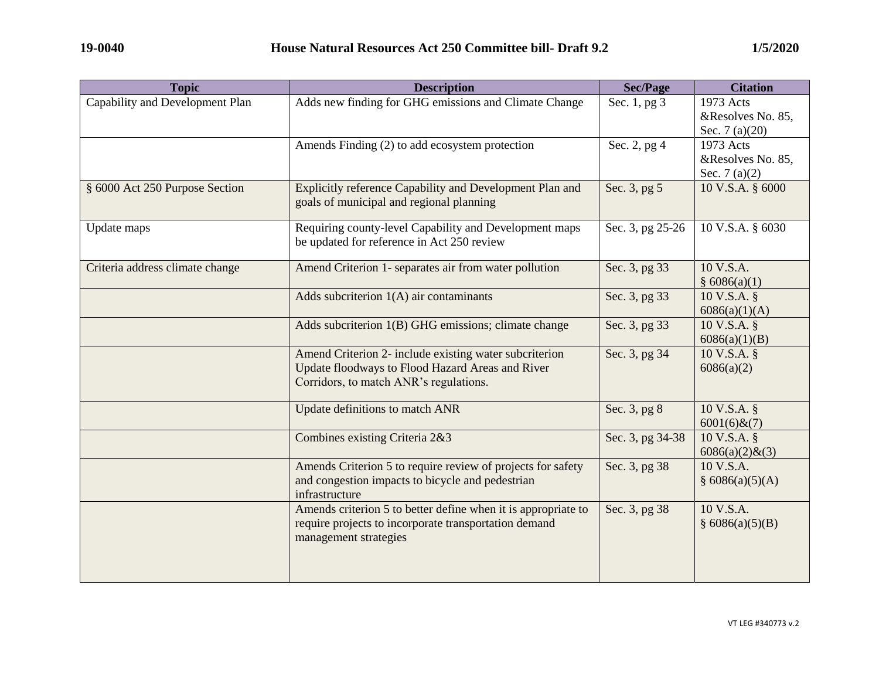19-0040 **House Natural Resources Act 250 Committee bill- Draft 9.2** 1/5/2020

| Topic | Description | Sec/Page | Citation |
|---|---|---|---|
| Capability and Development Plan | Adds new finding for GHG emissions and Climate Change | Sec. 1, pg 3 | 1973 Acts &Resolves No. 85, Sec. 7 (a)(20) |
| | Amends Finding (2) to add ecosystem protection | Sec. 2, pg 4 | 1973 Acts &Resolves No. 85, Sec. 7 (a)(2) |
| § 6000 Act 250 Purpose Section | Explicitly reference Capability and Development Plan and goals of municipal and regional planning | Sec. 3, pg 5 | 10 V.S.A. § 6000 |
| Update maps | Requiring county-level Capability and Development maps be updated for reference in Act 250 review | Sec. 3, pg 25-26 | 10 V.S.A. § 6030 |
| Criteria address climate change | Amend Criterion 1- separates air from water pollution | Sec. 3, pg 33 | 10 V.S.A. § 6086(a)(1) |
| | Adds subcriterion 1(A) air contaminants | Sec. 3, pg 33 | 10 V.S.A. § 6086(a)(1)(A) |
| | Adds subcriterion 1(B) GHG emissions; climate change | Sec. 3, pg 33 | 10 V.S.A. § 6086(a)(1)(B) |
| | Amend Criterion 2- include existing water subcriterion Update floodways to Flood Hazard Areas and River Corridors, to match ANR's regulations. | Sec. 3, pg 34 | 10 V.S.A. § 6086(a)(2) |
| | Update definitions to match ANR | Sec. 3, pg 8 | 10 V.S.A. § 6001(6)&(7) |
| | Combines existing Criteria 2&3 | Sec. 3, pg 34-38 | 10 V.S.A. § 6086(a)(2)&(3) |
| | Amends Criterion 5 to require review of projects for safety and congestion impacts to bicycle and pedestrian infrastructure | Sec. 3, pg 38 | 10 V.S.A. § 6086(a)(5)(A) |
| | Amends criterion 5 to better define when it is appropriate to require projects to incorporate transportation demand management strategies | Sec. 3, pg 38 | 10 V.S.A. § 6086(a)(5)(B) |

VT LEG #340773 v.2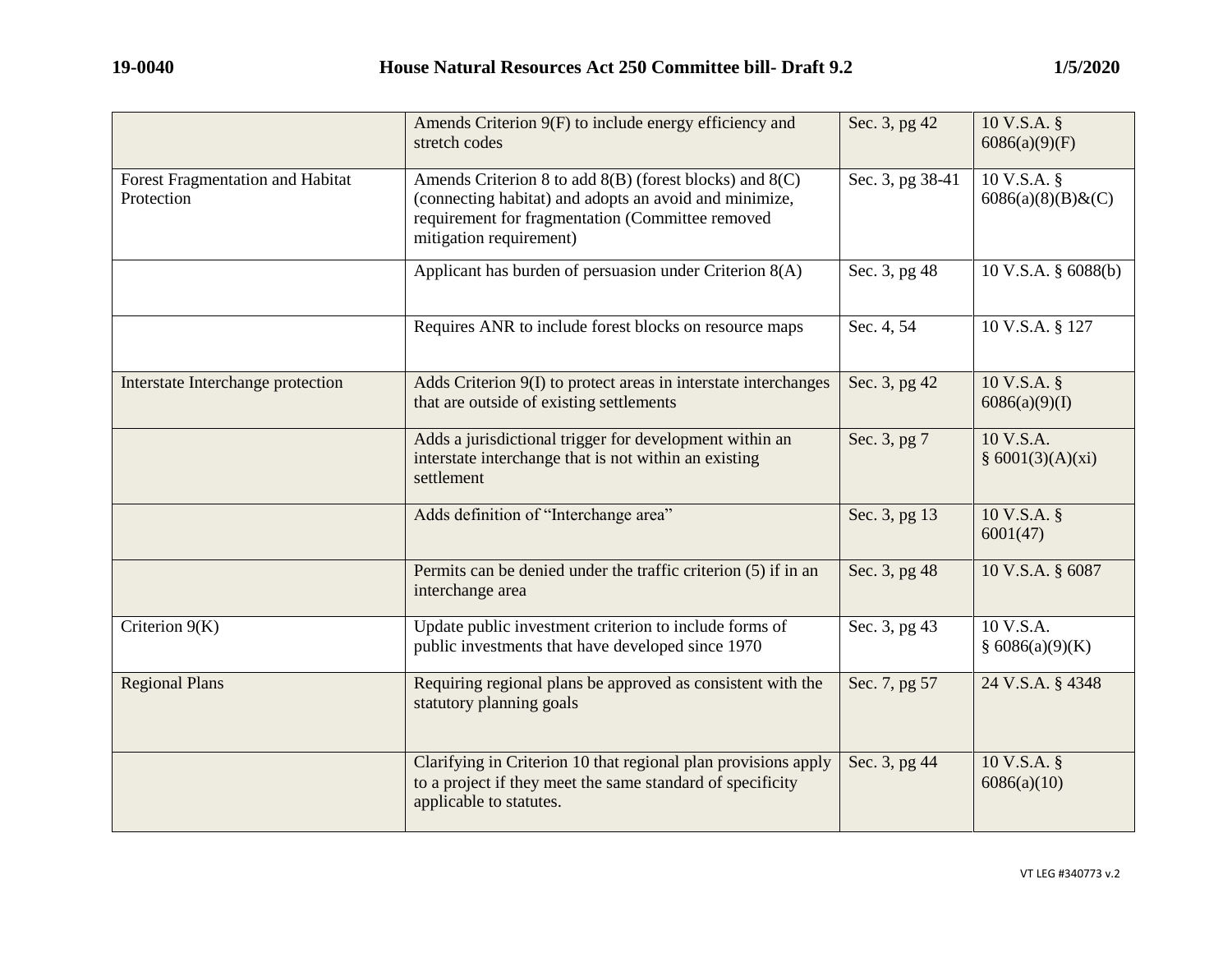| | | | |
|---|---|---|---|
| | Amends Criterion 9(F) to include energy efficiency and stretch codes | Sec. 3, pg 42 | 10 V.S.A. § 6086(a)(9)(F) |
| Forest Fragmentation and Habitat Protection | Amends Criterion 8 to add 8(B) (forest blocks) and 8(C) (connecting habitat) and adopts an avoid and minimize, requirement for fragmentation (Committee removed mitigation requirement) | Sec. 3, pg 38-41 | 10 V.S.A. § 6086(a)(8)(B)&(C) |
| | Applicant has burden of persuasion under Criterion 8(A) | Sec. 3, pg 48 | 10 V.S.A. § 6088(b) |
| | Requires ANR to include forest blocks on resource maps | Sec. 4, 54 | 10 V.S.A. § 127 |
| Interstate Interchange protection | Adds Criterion 9(I) to protect areas in interstate interchanges that are outside of existing settlements | Sec. 3, pg 42 | 10 V.S.A. § 6086(a)(9)(I) |
| | Adds a jurisdictional trigger for development within an interstate interchange that is not within an existing settlement | Sec. 3, pg 7 | 10 V.S.A. § 6001(3)(A)(xi) |
| | Adds definition of "Interchange area" | Sec. 3, pg 13 | 10 V.S.A. § 6001(47) |
| | Permits can be denied under the traffic criterion (5) if in an interchange area | Sec. 3, pg 48 | 10 V.S.A. § 6087 |
| Criterion 9(K) | Update public investment criterion to include forms of public investments that have developed since 1970 | Sec. 3, pg 43 | 10 V.S.A. § 6086(a)(9)(K) |
| Regional Plans | Requiring regional plans be approved as consistent with the statutory planning goals | Sec. 7, pg 57 | 24 V.S.A. § 4348 |
| | Clarifying in Criterion 10 that regional plan provisions apply to a project if they meet the same standard of specificity applicable to statutes. | Sec. 3, pg 44 | 10 V.S.A. § 6086(a)(10) |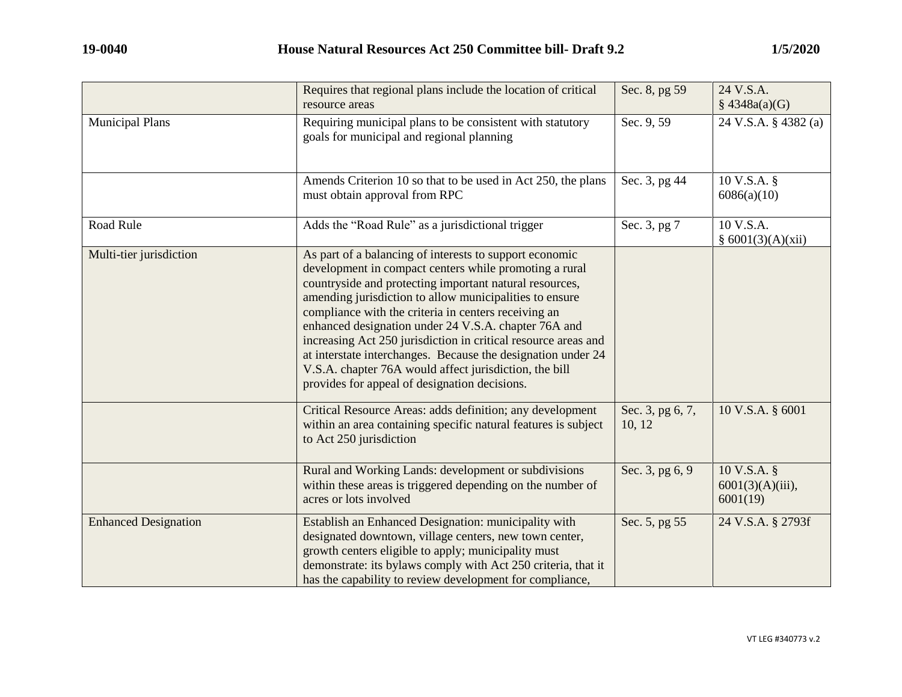| | | | |
|---|---|---|---|
| | Requires that regional plans include the location of critical resource areas | Sec. 8, pg 59 | 24 V.S.A. § 4348a(a)(G) |
| Municipal Plans | Requiring municipal plans to be consistent with statutory goals for municipal and regional planning | Sec. 9, 59 | 24 V.S.A. § 4382 (a) |
| | Amends Criterion 10 so that to be used in Act 250, the plans must obtain approval from RPC | Sec. 3, pg 44 | 10 V.S.A. § 6086(a)(10) |
| Road Rule | Adds the "Road Rule" as a jurisdictional trigger | Sec. 3, pg 7 | 10 V.S.A. § 6001(3)(A)(xii) |
| Multi-tier jurisdiction | As part of a balancing of interests to support economic development in compact centers while promoting a rural countryside and protecting important natural resources, amending jurisdiction to allow municipalities to ensure compliance with the criteria in centers receiving an enhanced designation under 24 V.S.A. chapter 76A and increasing Act 250 jurisdiction in critical resource areas and at interstate interchanges. Because the designation under 24 V.S.A. chapter 76A would affect jurisdiction, the bill provides for appeal of designation decisions. | | |
| | Critical Resource Areas: adds definition; any development within an area containing specific natural features is subject to Act 250 jurisdiction | Sec. 3, pg 6, 7, 10, 12 | 10 V.S.A. § 6001 |
| | Rural and Working Lands: development or subdivisions within these areas is triggered depending on the number of acres or lots involved | Sec. 3, pg 6, 9 | 10 V.S.A. § 6001(3)(A)(iii), 6001(19) |
| Enhanced Designation | Establish an Enhanced Designation: municipality with designated downtown, village centers, new town center, growth centers eligible to apply; municipality must demonstrate: its bylaws comply with Act 250 criteria, that it has the capability to review development for compliance, | Sec. 5, pg 55 | 24 V.S.A. § 2793f |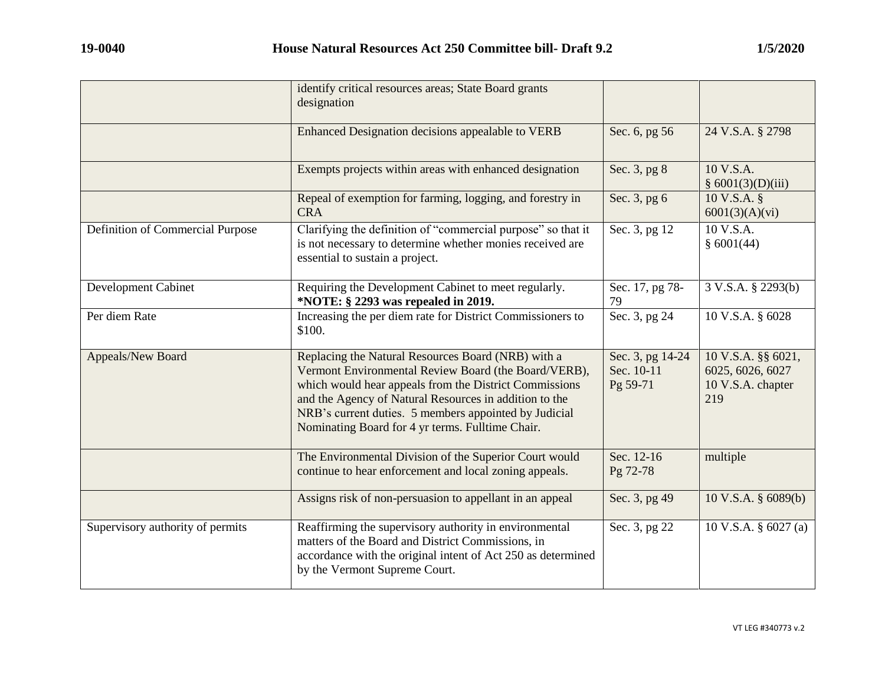| | | | |
|---|---|---|---|
| | identify critical resources areas; State Board grants designation | | |
| | Enhanced Designation decisions appealable to VERB | Sec. 6, pg 56 | 24 V.S.A. § 2798 |
| | Exempts projects within areas with enhanced designation | Sec. 3, pg 8 | 10 V.S.A. § 6001(3)(D)(iii) |
| | Repeal of exemption for farming, logging, and forestry in CRA | Sec. 3, pg 6 | 10 V.S.A. § 6001(3)(A)(vi) |
| Definition of Commercial Purpose | Clarifying the definition of "commercial purpose" so that it is not necessary to determine whether monies received are essential to sustain a project. | Sec. 3, pg 12 | 10 V.S.A. § 6001(44) |
| Development Cabinet | Requiring the Development Cabinet to meet regularly. **\*NOTE: § 2293 was repealed in 2019.** | Sec. 17, pg 78-79 | 3 V.S.A. § 2293(b) |
| Per diem Rate | Increasing the per diem rate for District Commissioners to $100. | Sec. 3, pg 24 | 10 V.S.A. § 6028 |
| Appeals/New Board | Replacing the Natural Resources Board (NRB) with a Vermont Environmental Review Board (the Board/VERB), which would hear appeals from the District Commissions and the Agency of Natural Resources in addition to the NRB's current duties. 5 members appointed by Judicial Nominating Board for 4 yr terms. Fulltime Chair. | Sec. 3, pg 14-24 Sec. 10-11 Pg 59-71 | 10 V.S.A. §§ 6021, 6025, 6026, 6027 10 V.S.A. chapter 219 |
| | The Environmental Division of the Superior Court would continue to hear enforcement and local zoning appeals. | Sec. 12-16 Pg 72-78 | multiple |
| | Assigns risk of non-persuasion to appellant in an appeal | Sec. 3, pg 49 | 10 V.S.A. § 6089(b) |
| Supervisory authority of permits | Reaffirming the supervisory authority in environmental matters of the Board and District Commissions, in accordance with the original intent of Act 250 as determined by the Vermont Supreme Court. | Sec. 3, pg 22 | 10 V.S.A. § 6027 (a) |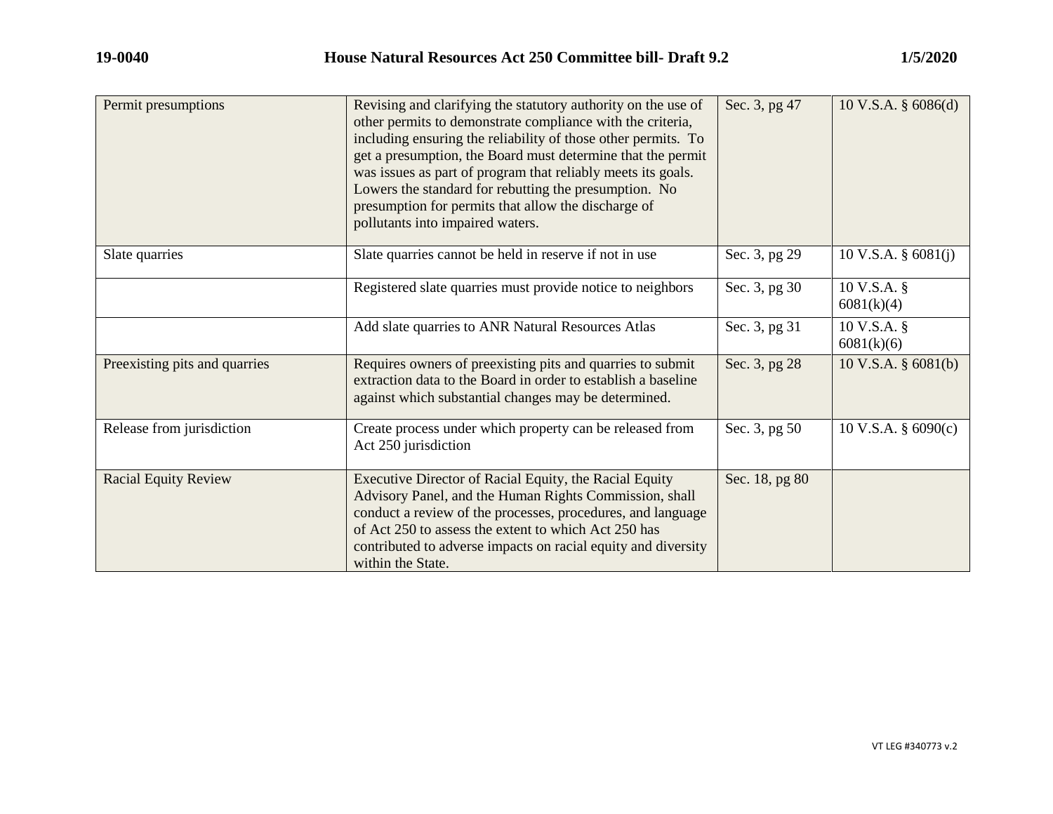| | | | |
|---|---|---|---|
| Permit presumptions | Revising and clarifying the statutory authority on the use of other permits to demonstrate compliance with the criteria, including ensuring the reliability of those other permits. To get a presumption, the Board must determine that the permit was issues as part of program that reliably meets its goals. Lowers the standard for rebutting the presumption. No presumption for permits that allow the discharge of pollutants into impaired waters. | Sec. 3, pg 47 | 10 V.S.A. § 6086(d) |
| Slate quarries | Slate quarries cannot be held in reserve if not in use | Sec. 3, pg 29 | 10 V.S.A. § 6081(j) |
| | Registered slate quarries must provide notice to neighbors | Sec. 3, pg 30 | 10 V.S.A. § 6081(k)(4) |
| | Add slate quarries to ANR Natural Resources Atlas | Sec. 3, pg 31 | 10 V.S.A. § 6081(k)(6) |
| Preexisting pits and quarries | Requires owners of preexisting pits and quarries to submit extraction data to the Board in order to establish a baseline against which substantial changes may be determined. | Sec. 3, pg 28 | 10 V.S.A. § 6081(b) |
| Release from jurisdiction | Create process under which property can be released from Act 250 jurisdiction | Sec. 3, pg 50 | 10 V.S.A. § 6090(c) |
| Racial Equity Review | Executive Director of Racial Equity, the Racial Equity Advisory Panel, and the Human Rights Commission, shall conduct a review of the processes, procedures, and language of Act 250 to assess the extent to which Act 250 has contributed to adverse impacts on racial equity and diversity within the State. | Sec. 18, pg 80 | |